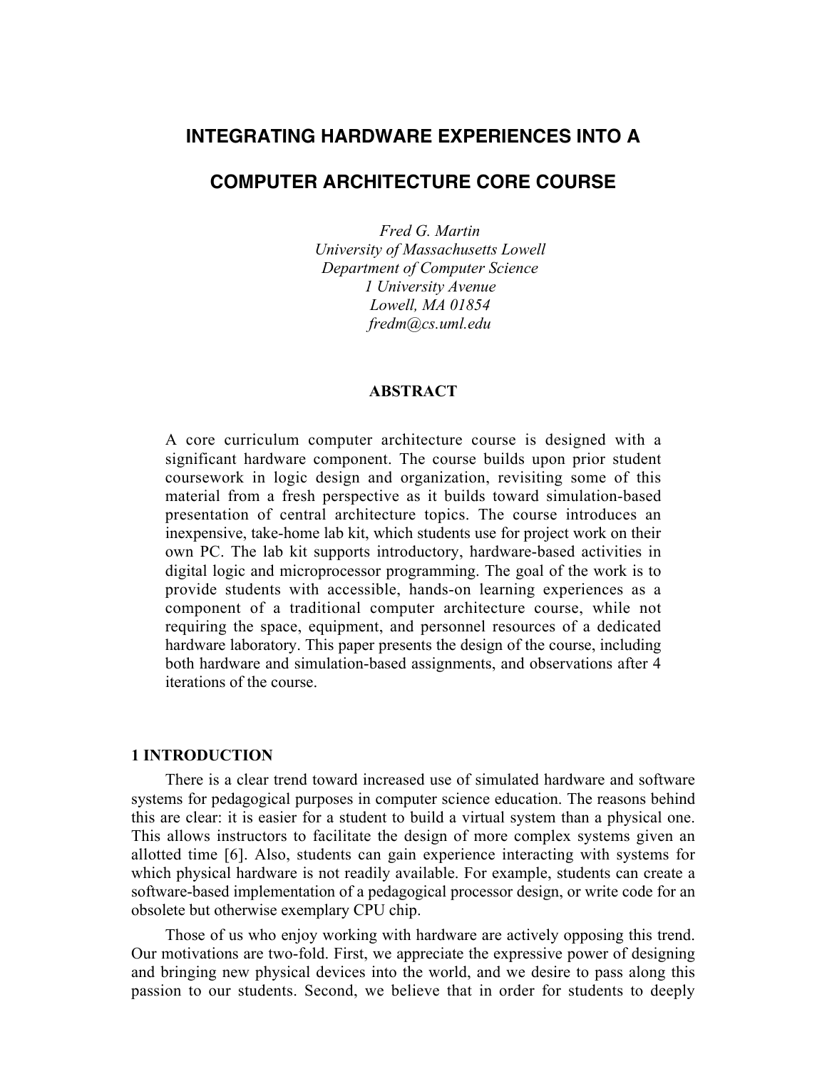# INTEGRATING HARDWARE EXPERIENCES INTO A COMPUTER ARCHITECTURE CORE COURSE

*Fred G. Martin*
*University of Massachusetts Lowell*
*Department of Computer Science*
*1 University Avenue*
*Lowell, MA 01854*
*fredm@cs.uml.edu*

## ABSTRACT

A core curriculum computer architecture course is designed with a significant hardware component. The course builds upon prior student coursework in logic design and organization, revisiting some of this material from a fresh perspective as it builds toward simulation-based presentation of central architecture topics. The course introduces an inexpensive, take-home lab kit, which students use for project work on their own PC. The lab kit supports introductory, hardware-based activities in digital logic and microprocessor programming. The goal of the work is to provide students with accessible, hands-on learning experiences as a component of a traditional computer architecture course, while not requiring the space, equipment, and personnel resources of a dedicated hardware laboratory. This paper presents the design of the course, including both hardware and simulation-based assignments, and observations after 4 iterations of the course.

## 1 INTRODUCTION

There is a clear trend toward increased use of simulated hardware and software systems for pedagogical purposes in computer science education. The reasons behind this are clear: it is easier for a student to build a virtual system than a physical one. This allows instructors to facilitate the design of more complex systems given an allotted time [6]. Also, students can gain experience interacting with systems for which physical hardware is not readily available. For example, students can create a software-based implementation of a pedagogical processor design, or write code for an obsolete but otherwise exemplary CPU chip.

Those of us who enjoy working with hardware are actively opposing this trend. Our motivations are two-fold. First, we appreciate the expressive power of designing and bringing new physical devices into the world, and we desire to pass along this passion to our students. Second, we believe that in order for students to deeply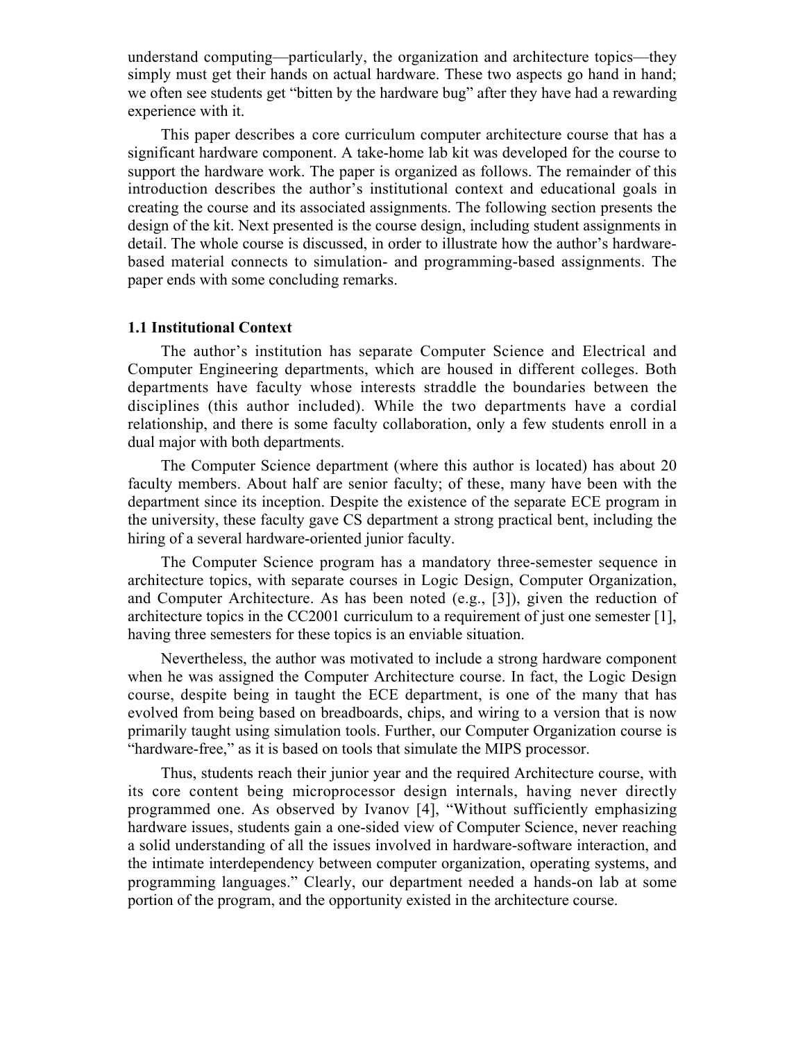understand computing—particularly, the organization and architecture topics—they simply must get their hands on actual hardware. These two aspects go hand in hand; we often see students get "bitten by the hardware bug" after they have had a rewarding experience with it.

This paper describes a core curriculum computer architecture course that has a significant hardware component. A take-home lab kit was developed for the course to support the hardware work. The paper is organized as follows. The remainder of this introduction describes the author's institutional context and educational goals in creating the course and its associated assignments. The following section presents the design of the kit. Next presented is the course design, including student assignments in detail. The whole course is discussed, in order to illustrate how the author's hardware-based material connects to simulation- and programming-based assignments. The paper ends with some concluding remarks.

### 1.1 Institutional Context

The author's institution has separate Computer Science and Electrical and Computer Engineering departments, which are housed in different colleges. Both departments have faculty whose interests straddle the boundaries between the disciplines (this author included). While the two departments have a cordial relationship, and there is some faculty collaboration, only a few students enroll in a dual major with both departments.

The Computer Science department (where this author is located) has about 20 faculty members. About half are senior faculty; of these, many have been with the department since its inception. Despite the existence of the separate ECE program in the university, these faculty gave CS department a strong practical bent, including the hiring of a several hardware-oriented junior faculty.

The Computer Science program has a mandatory three-semester sequence in architecture topics, with separate courses in Logic Design, Computer Organization, and Computer Architecture. As has been noted (e.g., [3]), given the reduction of architecture topics in the CC2001 curriculum to a requirement of just one semester [1], having three semesters for these topics is an enviable situation.

Nevertheless, the author was motivated to include a strong hardware component when he was assigned the Computer Architecture course. In fact, the Logic Design course, despite being in taught the ECE department, is one of the many that has evolved from being based on breadboards, chips, and wiring to a version that is now primarily taught using simulation tools. Further, our Computer Organization course is "hardware-free," as it is based on tools that simulate the MIPS processor.

Thus, students reach their junior year and the required Architecture course, with its core content being microprocessor design internals, having never directly programmed one. As observed by Ivanov [4], "Without sufficiently emphasizing hardware issues, students gain a one-sided view of Computer Science, never reaching a solid understanding of all the issues involved in hardware-software interaction, and the intimate interdependency between computer organization, operating systems, and programming languages." Clearly, our department needed a hands-on lab at some portion of the program, and the opportunity existed in the architecture course.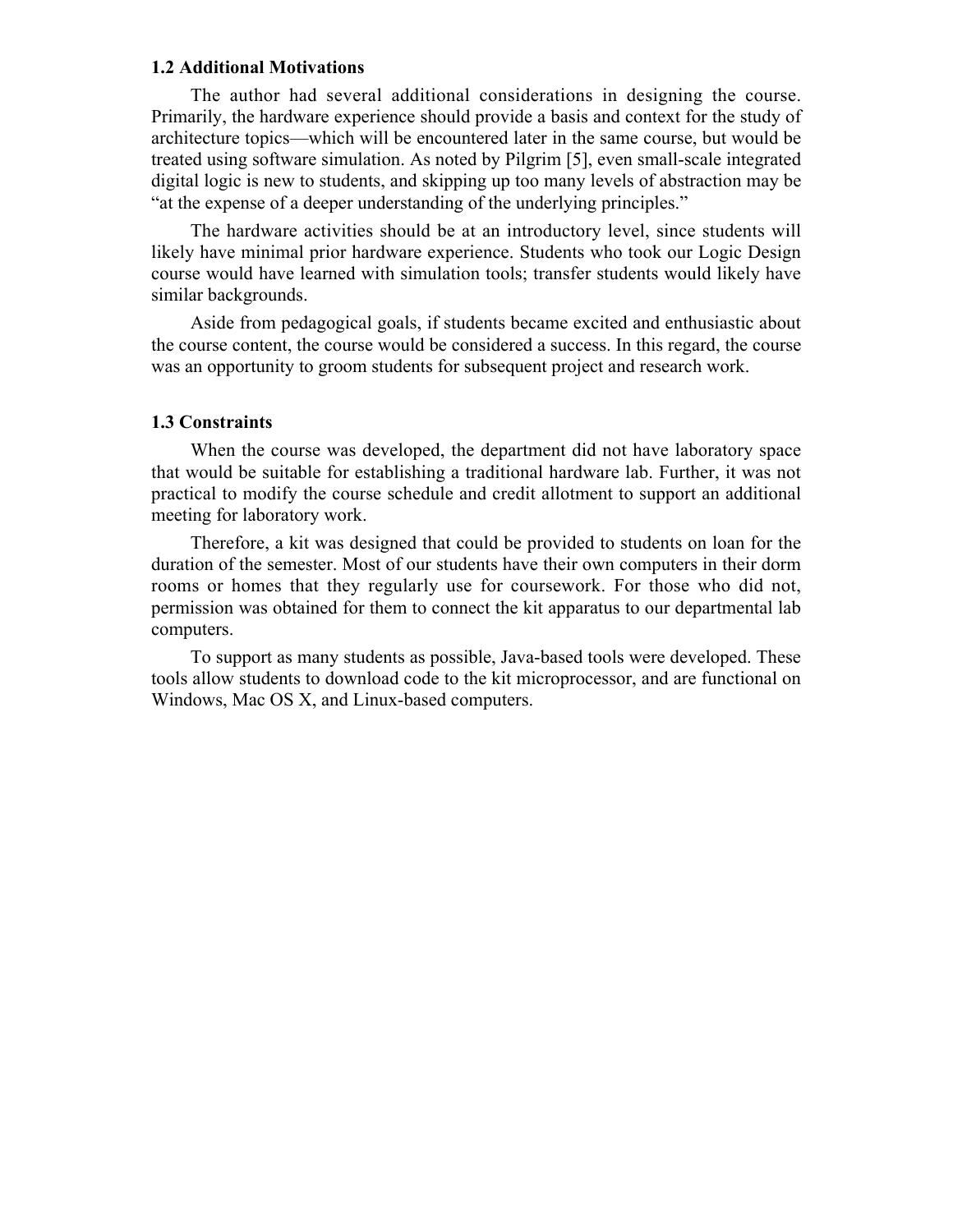### 1.2 Additional Motivations

The author had several additional considerations in designing the course. Primarily, the hardware experience should provide a basis and context for the study of architecture topics—which will be encountered later in the same course, but would be treated using software simulation. As noted by Pilgrim [5], even small-scale integrated digital logic is new to students, and skipping up too many levels of abstraction may be "at the expense of a deeper understanding of the underlying principles."

The hardware activities should be at an introductory level, since students will likely have minimal prior hardware experience. Students who took our Logic Design course would have learned with simulation tools; transfer students would likely have similar backgrounds.

Aside from pedagogical goals, if students became excited and enthusiastic about the course content, the course would be considered a success. In this regard, the course was an opportunity to groom students for subsequent project and research work.

### 1.3 Constraints

When the course was developed, the department did not have laboratory space that would be suitable for establishing a traditional hardware lab. Further, it was not practical to modify the course schedule and credit allotment to support an additional meeting for laboratory work.

Therefore, a kit was designed that could be provided to students on loan for the duration of the semester. Most of our students have their own computers in their dorm rooms or homes that they regularly use for coursework. For those who did not, permission was obtained for them to connect the kit apparatus to our departmental lab computers.

To support as many students as possible, Java-based tools were developed. These tools allow students to download code to the kit microprocessor, and are functional on Windows, Mac OS X, and Linux-based computers.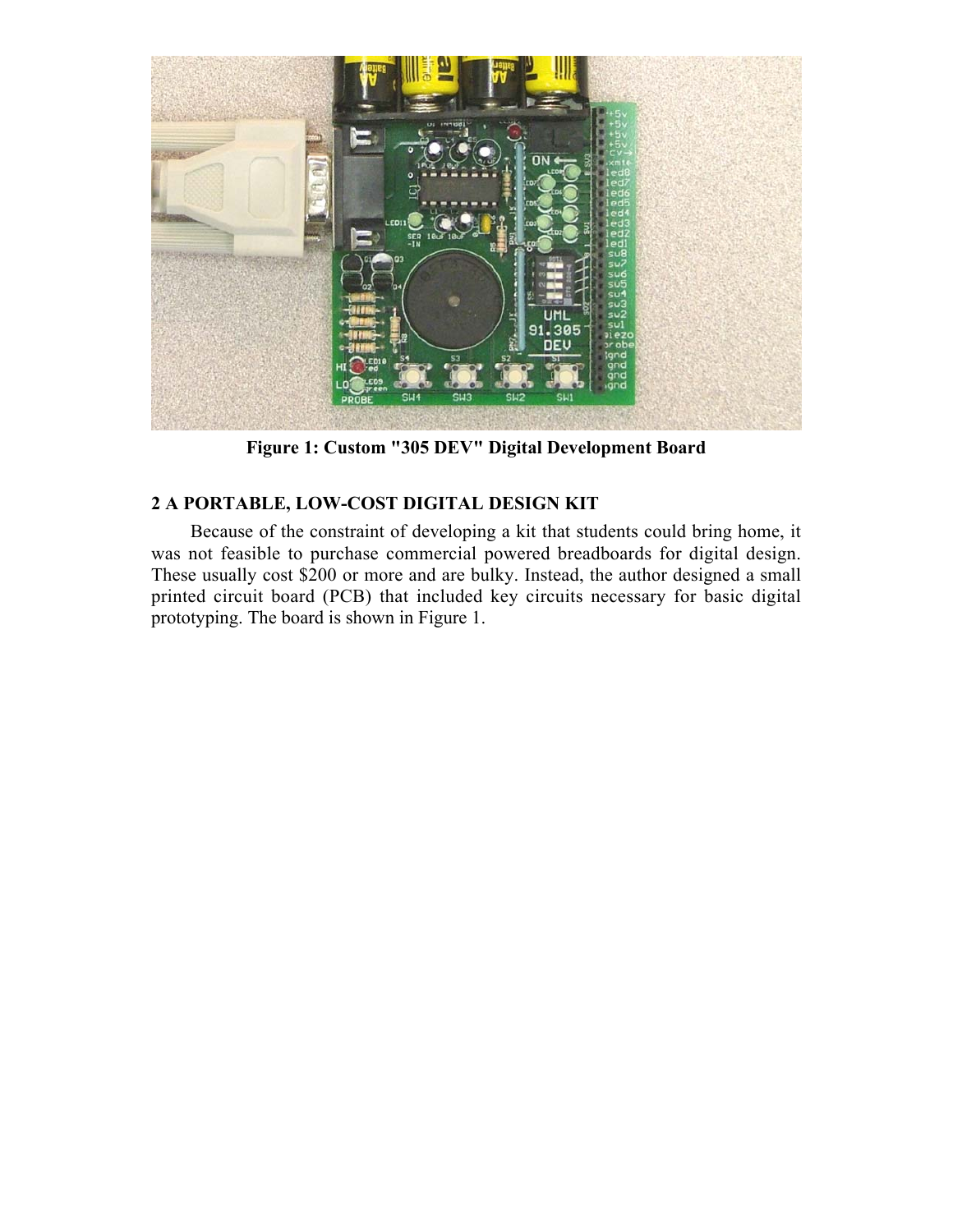Figure 1: Custom "305 DEV" Digital Development Board

## 2 A PORTABLE, LOW-COST DIGITAL DESIGN KIT

Because of the constraint of developing a kit that students could bring home, it was not feasible to purchase commercial powered breadboards for digital design. These usually cost $200 or more and are bulky. Instead, the author designed a small printed circuit board (PCB) that included key circuits necessary for basic digital prototyping. The board is shown in Figure 1.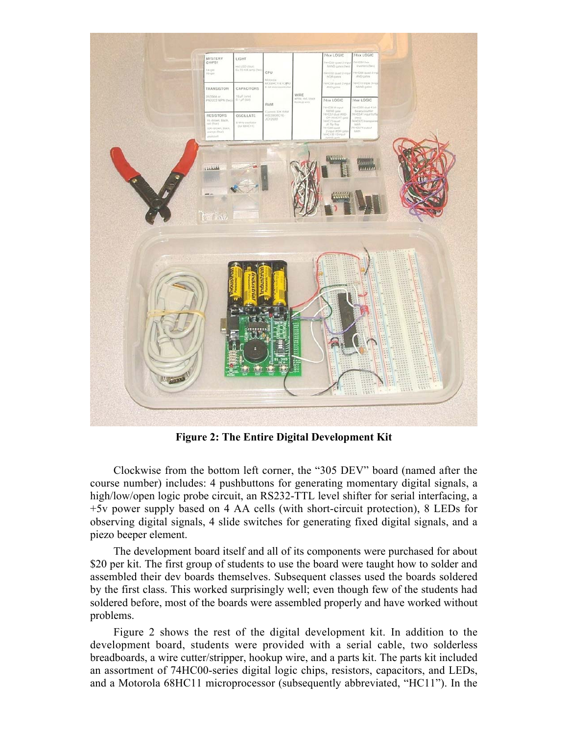**Figure 2: The Entire Digital Development Kit**

Clockwise from the bottom left corner, the "305 DEV" board (named after the course number) includes: 4 pushbuttons for generating momentary digital signals, a high/low/open logic probe circuit, an RS232-TTL level shifter for serial interfacing, a +5v power supply based on 4 AA cells (with short-circuit protection), 8 LEDs for observing digital signals, 4 slide switches for generating fixed digital signals, and a piezo beeper element.

The development board itself and all of its components were purchased for about $20 per kit. The first group of students to use the board were taught how to solder and assembled their dev boards themselves. Subsequent classes used the boards soldered by the first class. This worked surprisingly well; even though few of the students had soldered before, most of the boards were assembled properly and have worked without problems.

Figure 2 shows the rest of the digital development kit. In addition to the development board, students were provided with a serial cable, two solderless breadboards, a wire cutter/stripper, hookup wire, and a parts kit. The parts kit included an assortment of 74HC00-series digital logic chips, resistors, capacitors, and LEDs, and a Motorola 68HC11 microprocessor (subsequently abbreviated, "HC11"). In the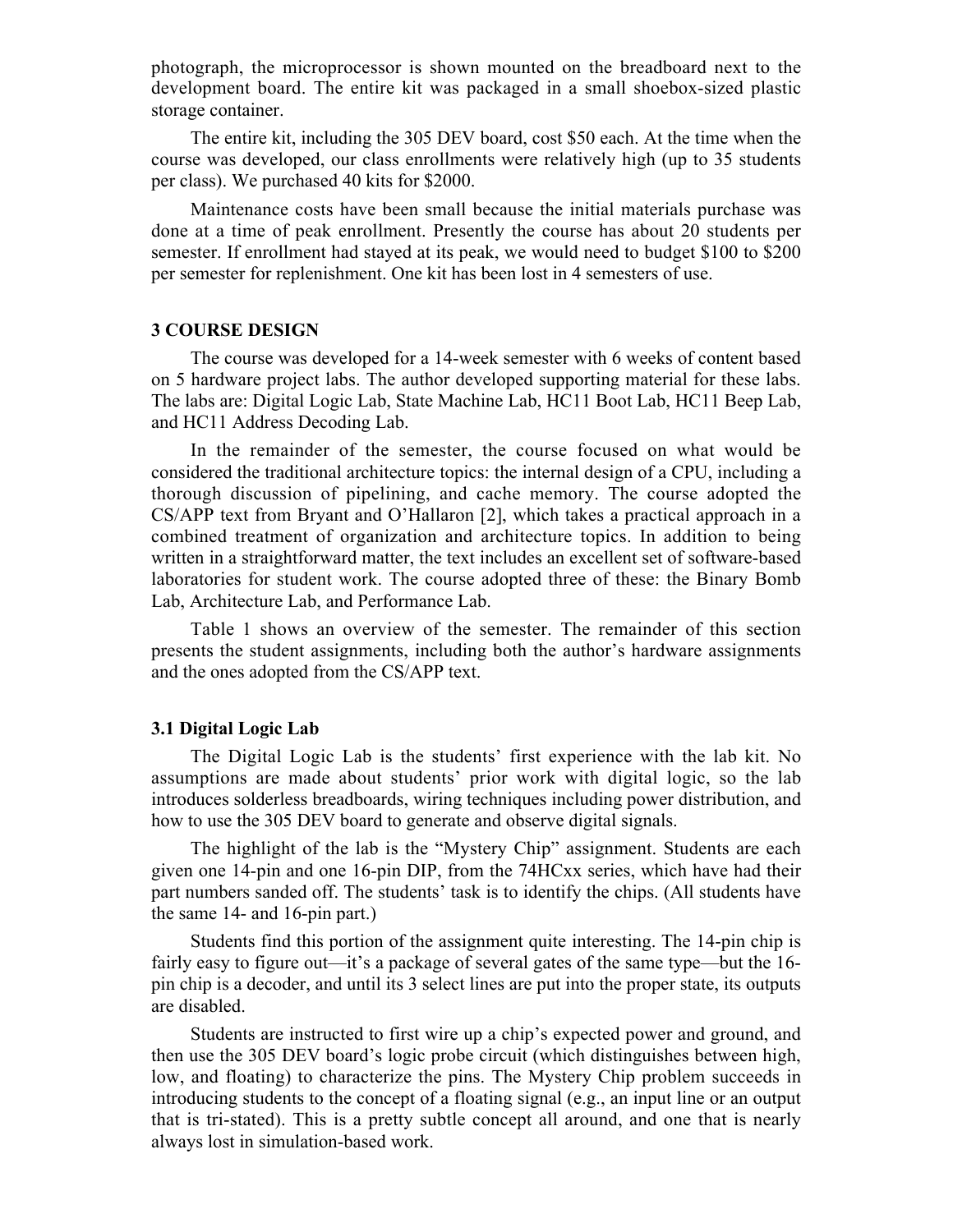photograph, the microprocessor is shown mounted on the breadboard next to the development board. The entire kit was packaged in a small shoebox-sized plastic storage container.

The entire kit, including the 305 DEV board, cost $50 each. At the time when the course was developed, our class enrollments were relatively high (up to 35 students per class). We purchased 40 kits for $2000.

Maintenance costs have been small because the initial materials purchase was done at a time of peak enrollment. Presently the course has about 20 students per semester. If enrollment had stayed at its peak, we would need to budget $100 to $200 per semester for replenishment. One kit has been lost in 4 semesters of use.

## 3 COURSE DESIGN

The course was developed for a 14-week semester with 6 weeks of content based on 5 hardware project labs. The author developed supporting material for these labs. The labs are: Digital Logic Lab, State Machine Lab, HC11 Boot Lab, HC11 Beep Lab, and HC11 Address Decoding Lab.

In the remainder of the semester, the course focused on what would be considered the traditional architecture topics: the internal design of a CPU, including a thorough discussion of pipelining, and cache memory. The course adopted the CS/APP text from Bryant and O'Hallaron [2], which takes a practical approach in a combined treatment of organization and architecture topics. In addition to being written in a straightforward matter, the text includes an excellent set of software-based laboratories for student work. The course adopted three of these: the Binary Bomb Lab, Architecture Lab, and Performance Lab.

Table 1 shows an overview of the semester. The remainder of this section presents the student assignments, including both the author's hardware assignments and the ones adopted from the CS/APP text.

### 3.1 Digital Logic Lab

The Digital Logic Lab is the students' first experience with the lab kit. No assumptions are made about students' prior work with digital logic, so the lab introduces solderless breadboards, wiring techniques including power distribution, and how to use the 305 DEV board to generate and observe digital signals.

The highlight of the lab is the "Mystery Chip" assignment. Students are each given one 14-pin and one 16-pin DIP, from the 74HCxx series, which have had their part numbers sanded off. The students' task is to identify the chips. (All students have the same 14- and 16-pin part.)

Students find this portion of the assignment quite interesting. The 14-pin chip is fairly easy to figure out—it's a package of several gates of the same type—but the 16-pin chip is a decoder, and until its 3 select lines are put into the proper state, its outputs are disabled.

Students are instructed to first wire up a chip's expected power and ground, and then use the 305 DEV board's logic probe circuit (which distinguishes between high, low, and floating) to characterize the pins. The Mystery Chip problem succeeds in introducing students to the concept of a floating signal (e.g., an input line or an output that is tri-stated). This is a pretty subtle concept all around, and one that is nearly always lost in simulation-based work.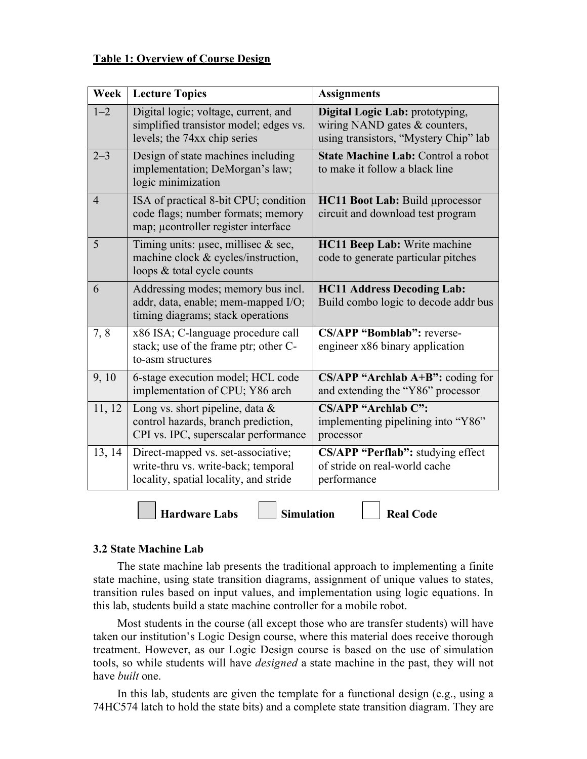**Table 1: Overview of Course Design**

| Week | Lecture Topics | Assignments |
|---|---|---|
| 1–2 | Digital logic; voltage, current, and simplified transistor model; edges vs. levels; the 74xx chip series | **Digital Logic Lab:** prototyping, wiring NAND gates & counters, using transistors, “Mystery Chip” lab |
| 2–3 | Design of state machines including implementation; DeMorgan’s law; logic minimization | **State Machine Lab:** Control a robot to make it follow a black line |
| 4 | ISA of practical 8-bit CPU; condition code flags; number formats; memory map; µcontroller register interface | **HC11 Boot Lab:** Build µprocessor circuit and download test program |
| 5 | Timing units: µsec, millisec & sec, machine clock & cycles/instruction, loops & total cycle counts | **HC11 Beep Lab:** Write machine code to generate particular pitches |
| 6 | Addressing modes; memory bus incl. addr, data, enable; mem-mapped I/O; timing diagrams; stack operations | **HC11 Address Decoding Lab:** Build combo logic to decode addr bus |
| 7, 8 | x86 ISA; C-language procedure call stack; use of the frame ptr; other C-to-asm structures | **CS/APP “Bomblab”:** reverse-engineer x86 binary application |
| 9, 10 | 6-stage execution model; HCL code implementation of CPU; Y86 arch | **CS/APP “Archlab A+B”:** coding for and extending the “Y86” processor |
| 11, 12 | Long vs. short pipeline, data & control hazards, branch prediction, CPI vs. IPC, superscalar performance | **CS/APP “Archlab C”:** implementing pipelining into “Y86” processor |
| 13, 14 | Direct-mapped vs. set-associative; write-thru vs. write-back; temporal locality, spatial locality, and stride | **CS/APP “Perflab”:** studying effect of stride on real-world cache performance |

**Hardware Labs** **Simulation** **Real Code**

### 3.2 State Machine Lab

The state machine lab presents the traditional approach to implementing a finite state machine, using state transition diagrams, assignment of unique values to states, transition rules based on input values, and implementation using logic equations. In this lab, students build a state machine controller for a mobile robot.

Most students in the course (all except those who are transfer students) will have taken our institution’s Logic Design course, where this material does receive thorough treatment. However, as our Logic Design course is based on the use of simulation tools, so while students will have *designed* a state machine in the past, they will not have *built* one.

In this lab, students are given the template for a functional design (e.g., using a 74HC574 latch to hold the state bits) and a complete state transition diagram. They are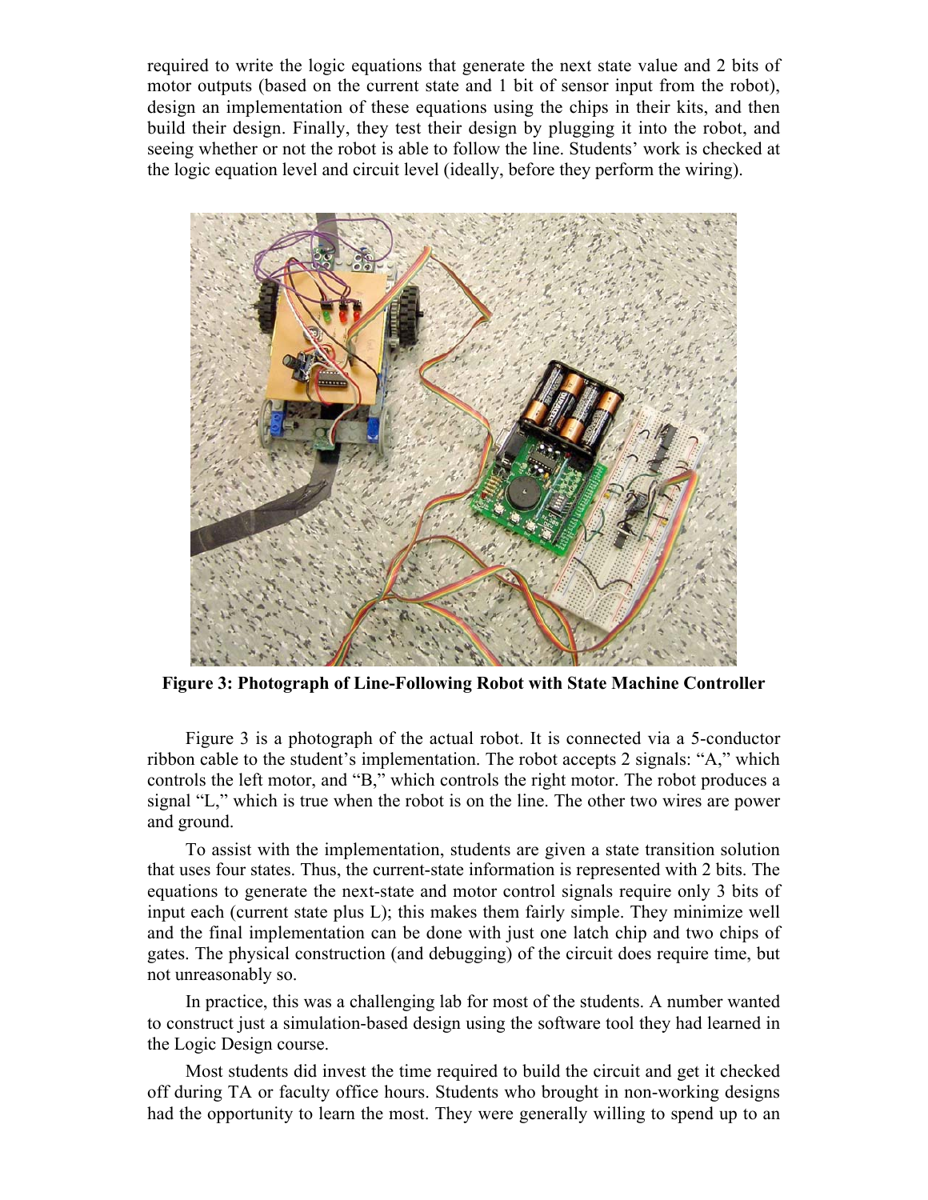required to write the logic equations that generate the next state value and 2 bits of motor outputs (based on the current state and 1 bit of sensor input from the robot), design an implementation of these equations using the chips in their kits, and then build their design. Finally, they test their design by plugging it into the robot, and seeing whether or not the robot is able to follow the line. Students' work is checked at the logic equation level and circuit level (ideally, before they perform the wiring).

**Figure 3: Photograph of Line-Following Robot with State Machine Controller**

Figure 3 is a photograph of the actual robot. It is connected via a 5-conductor ribbon cable to the student's implementation. The robot accepts 2 signals: "A," which controls the left motor, and "B," which controls the right motor. The robot produces a signal "L," which is true when the robot is on the line. The other two wires are power and ground.

To assist with the implementation, students are given a state transition solution that uses four states. Thus, the current-state information is represented with 2 bits. The equations to generate the next-state and motor control signals require only 3 bits of input each (current state plus L); this makes them fairly simple. They minimize well and the final implementation can be done with just one latch chip and two chips of gates. The physical construction (and debugging) of the circuit does require time, but not unreasonably so.

In practice, this was a challenging lab for most of the students. A number wanted to construct just a simulation-based design using the software tool they had learned in the Logic Design course.

Most students did invest the time required to build the circuit and get it checked off during TA or faculty office hours. Students who brought in non-working designs had the opportunity to learn the most. They were generally willing to spend up to an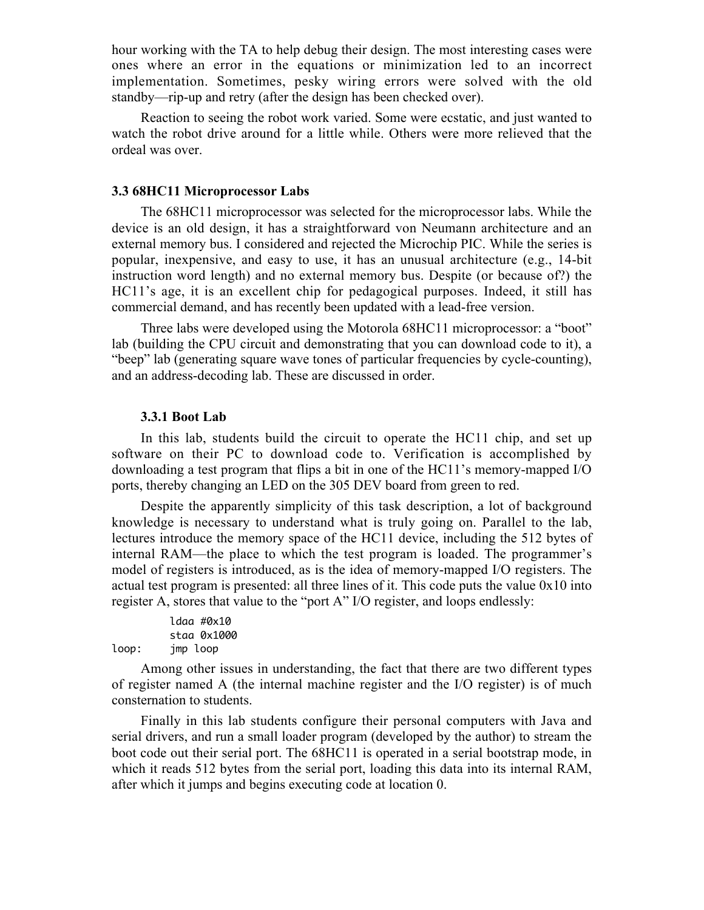hour working with the TA to help debug their design. The most interesting cases were ones where an error in the equations or minimization led to an incorrect implementation. Sometimes, pesky wiring errors were solved with the old standby—rip-up and retry (after the design has been checked over).

Reaction to seeing the robot work varied. Some were ecstatic, and just wanted to watch the robot drive around for a little while. Others were more relieved that the ordeal was over.

### 3.3 68HC11 Microprocessor Labs

The 68HC11 microprocessor was selected for the microprocessor labs. While the device is an old design, it has a straightforward von Neumann architecture and an external memory bus. I considered and rejected the Microchip PIC. While the series is popular, inexpensive, and easy to use, it has an unusual architecture (e.g., 14-bit instruction word length) and no external memory bus. Despite (or because of?) the HC11's age, it is an excellent chip for pedagogical purposes. Indeed, it still has commercial demand, and has recently been updated with a lead-free version.

Three labs were developed using the Motorola 68HC11 microprocessor: a "boot" lab (building the CPU circuit and demonstrating that you can download code to it), a "beep" lab (generating square wave tones of particular frequencies by cycle-counting), and an address-decoding lab. These are discussed in order.

#### 3.3.1 Boot Lab

In this lab, students build the circuit to operate the HC11 chip, and set up software on their PC to download code to. Verification is accomplished by downloading a test program that flips a bit in one of the HC11's memory-mapped I/O ports, thereby changing an LED on the 305 DEV board from green to red.

Despite the apparently simplicity of this task description, a lot of background knowledge is necessary to understand what is truly going on. Parallel to the lab, lectures introduce the memory space of the HC11 device, including the 512 bytes of internal RAM—the place to which the test program is loaded. The programmer's model of registers is introduced, as is the idea of memory-mapped I/O registers. The actual test program is presented: all three lines of it. This code puts the value 0x10 into register A, stores that value to the "port A" I/O register, and loops endlessly:

```
        ldaa #0x10
        staa 0x1000
loop:   jmp loop
```

Among other issues in understanding, the fact that there are two different types of register named A (the internal machine register and the I/O register) is of much consternation to students.

Finally in this lab students configure their personal computers with Java and serial drivers, and run a small loader program (developed by the author) to stream the boot code out their serial port. The 68HC11 is operated in a serial bootstrap mode, in which it reads 512 bytes from the serial port, loading this data into its internal RAM, after which it jumps and begins executing code at location 0.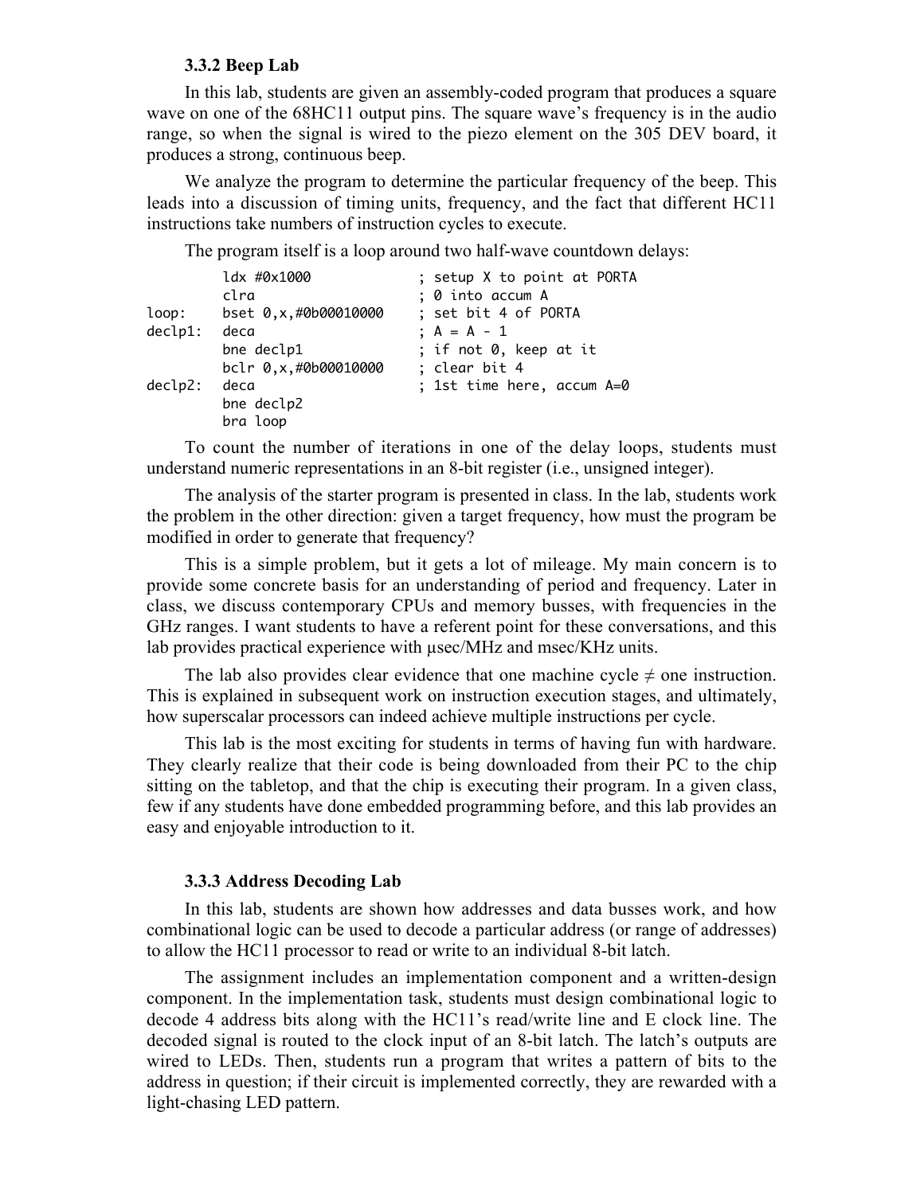### 3.3.2 Beep Lab

In this lab, students are given an assembly-coded program that produces a square wave on one of the 68HC11 output pins. The square wave's frequency is in the audio range, so when the signal is wired to the piezo element on the 305 DEV board, it produces a strong, continuous beep.

We analyze the program to determine the particular frequency of the beep. This leads into a discussion of timing units, frequency, and the fact that different HC11 instructions take numbers of instruction cycles to execute.

The program itself is a loop around two half-wave countdown delays:

```
        ldx #0x1000             ; setup X to point at PORTA
        clra                    ; 0 into accum A
loop:   bset 0,x,#0b00010000    ; set bit 4 of PORTA
declp1: deca                    ; A = A - 1
        bne declp1              ; if not 0, keep at it
        bclr 0,x,#0b00010000    ; clear bit 4
declp2: deca                    ; 1st time here, accum A=0
        bne declp2
        bra loop
```

To count the number of iterations in one of the delay loops, students must understand numeric representations in an 8-bit register (i.e., unsigned integer).

The analysis of the starter program is presented in class. In the lab, students work the problem in the other direction: given a target frequency, how must the program be modified in order to generate that frequency?

This is a simple problem, but it gets a lot of mileage. My main concern is to provide some concrete basis for an understanding of period and frequency. Later in class, we discuss contemporary CPUs and memory busses, with frequencies in the GHz ranges. I want students to have a referent point for these conversations, and this lab provides practical experience with μsec/MHz and msec/KHz units.

The lab also provides clear evidence that one machine cycle ≠ one instruction. This is explained in subsequent work on instruction execution stages, and ultimately, how superscalar processors can indeed achieve multiple instructions per cycle.

This lab is the most exciting for students in terms of having fun with hardware. They clearly realize that their code is being downloaded from their PC to the chip sitting on the tabletop, and that the chip is executing their program. In a given class, few if any students have done embedded programming before, and this lab provides an easy and enjoyable introduction to it.

### 3.3.3 Address Decoding Lab

In this lab, students are shown how addresses and data busses work, and how combinational logic can be used to decode a particular address (or range of addresses) to allow the HC11 processor to read or write to an individual 8-bit latch.

The assignment includes an implementation component and a written-design component. In the implementation task, students must design combinational logic to decode 4 address bits along with the HC11's read/write line and E clock line. The decoded signal is routed to the clock input of an 8-bit latch. The latch's outputs are wired to LEDs. Then, students run a program that writes a pattern of bits to the address in question; if their circuit is implemented correctly, they are rewarded with a light-chasing LED pattern.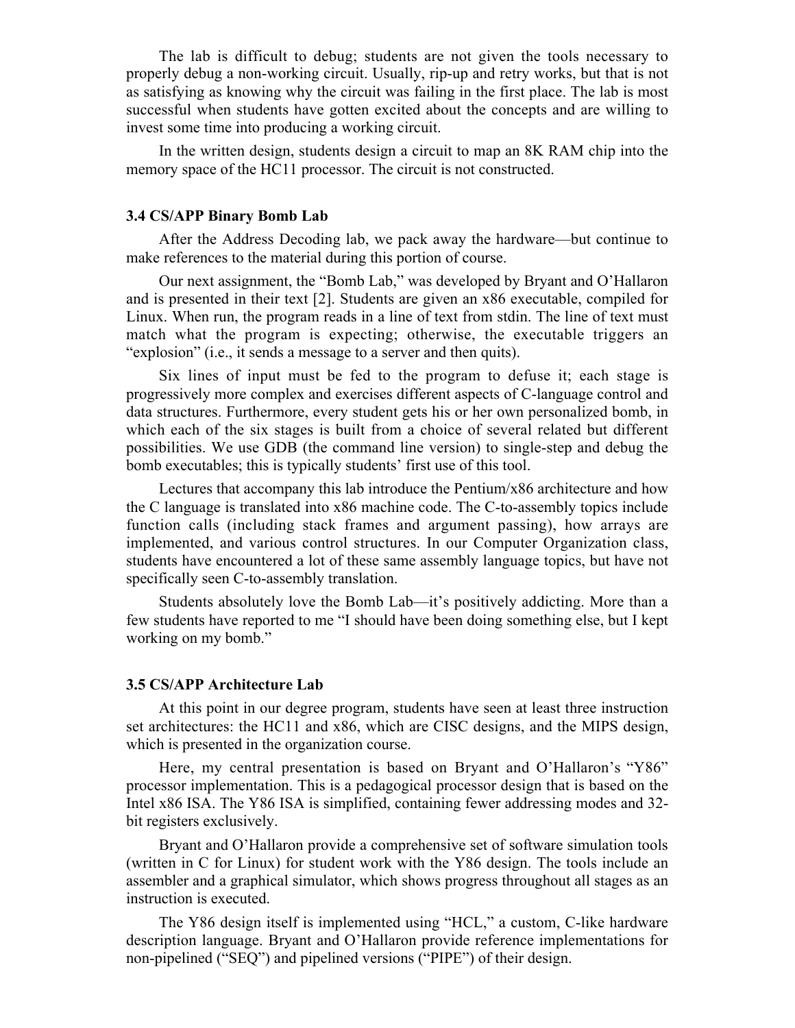The lab is difficult to debug; students are not given the tools necessary to properly debug a non-working circuit. Usually, rip-up and retry works, but that is not as satisfying as knowing why the circuit was failing in the first place. The lab is most successful when students have gotten excited about the concepts and are willing to invest some time into producing a working circuit.

In the written design, students design a circuit to map an 8K RAM chip into the memory space of the HC11 processor. The circuit is not constructed.

### 3.4 CS/APP Binary Bomb Lab

After the Address Decoding lab, we pack away the hardware—but continue to make references to the material during this portion of course.

Our next assignment, the "Bomb Lab," was developed by Bryant and O'Hallaron and is presented in their text [2]. Students are given an x86 executable, compiled for Linux. When run, the program reads in a line of text from stdin. The line of text must match what the program is expecting; otherwise, the executable triggers an "explosion" (i.e., it sends a message to a server and then quits).

Six lines of input must be fed to the program to defuse it; each stage is progressively more complex and exercises different aspects of C-language control and data structures. Furthermore, every student gets his or her own personalized bomb, in which each of the six stages is built from a choice of several related but different possibilities. We use GDB (the command line version) to single-step and debug the bomb executables; this is typically students' first use of this tool.

Lectures that accompany this lab introduce the Pentium/x86 architecture and how the C language is translated into x86 machine code. The C-to-assembly topics include function calls (including stack frames and argument passing), how arrays are implemented, and various control structures. In our Computer Organization class, students have encountered a lot of these same assembly language topics, but have not specifically seen C-to-assembly translation.

Students absolutely love the Bomb Lab—it's positively addicting. More than a few students have reported to me "I should have been doing something else, but I kept working on my bomb."

### 3.5 CS/APP Architecture Lab

At this point in our degree program, students have seen at least three instruction set architectures: the HC11 and x86, which are CISC designs, and the MIPS design, which is presented in the organization course.

Here, my central presentation is based on Bryant and O'Hallaron's "Y86" processor implementation. This is a pedagogical processor design that is based on the Intel x86 ISA. The Y86 ISA is simplified, containing fewer addressing modes and 32-bit registers exclusively.

Bryant and O'Hallaron provide a comprehensive set of software simulation tools (written in C for Linux) for student work with the Y86 design. The tools include an assembler and a graphical simulator, which shows progress throughout all stages as an instruction is executed.

The Y86 design itself is implemented using "HCL," a custom, C-like hardware description language. Bryant and O'Hallaron provide reference implementations for non-pipelined ("SEQ") and pipelined versions ("PIPE") of their design.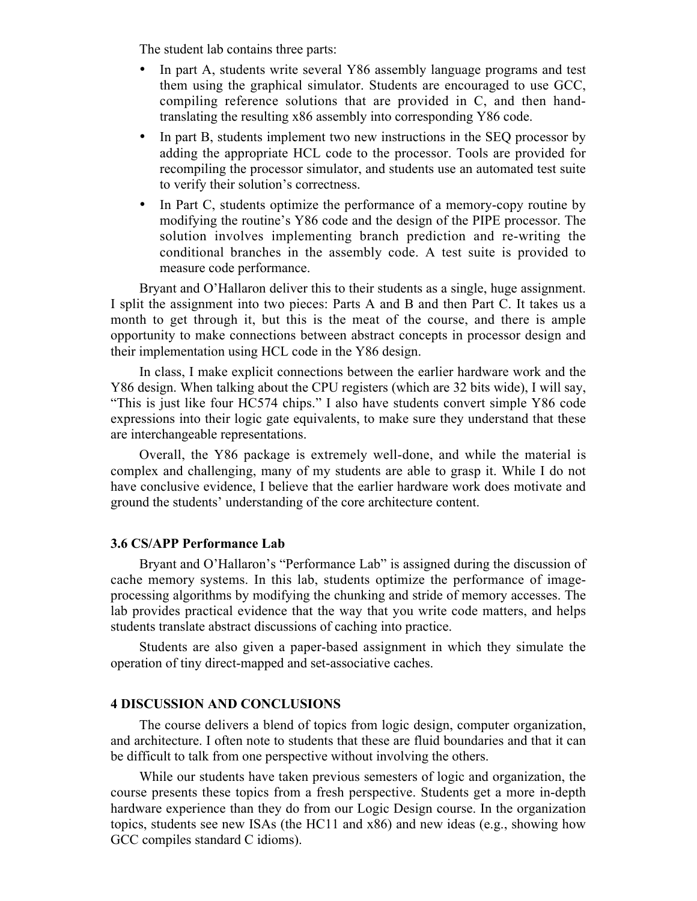The student lab contains three parts:

- In part A, students write several Y86 assembly language programs and test them using the graphical simulator. Students are encouraged to use GCC, compiling reference solutions that are provided in C, and then hand-translating the resulting x86 assembly into corresponding Y86 code.
- In part B, students implement two new instructions in the SEQ processor by adding the appropriate HCL code to the processor. Tools are provided for recompiling the processor simulator, and students use an automated test suite to verify their solution's correctness.
- In Part C, students optimize the performance of a memory-copy routine by modifying the routine's Y86 code and the design of the PIPE processor. The solution involves implementing branch prediction and re-writing the conditional branches in the assembly code. A test suite is provided to measure code performance.

Bryant and O'Hallaron deliver this to their students as a single, huge assignment. I split the assignment into two pieces: Parts A and B and then Part C. It takes us a month to get through it, but this is the meat of the course, and there is ample opportunity to make connections between abstract concepts in processor design and their implementation using HCL code in the Y86 design.

In class, I make explicit connections between the earlier hardware work and the Y86 design. When talking about the CPU registers (which are 32 bits wide), I will say, "This is just like four HC574 chips." I also have students convert simple Y86 code expressions into their logic gate equivalents, to make sure they understand that these are interchangeable representations.

Overall, the Y86 package is extremely well-done, and while the material is complex and challenging, many of my students are able to grasp it. While I do not have conclusive evidence, I believe that the earlier hardware work does motivate and ground the students' understanding of the core architecture content.

### 3.6 CS/APP Performance Lab

Bryant and O'Hallaron's "Performance Lab" is assigned during the discussion of cache memory systems. In this lab, students optimize the performance of image-processing algorithms by modifying the chunking and stride of memory accesses. The lab provides practical evidence that the way that you write code matters, and helps students translate abstract discussions of caching into practice.

Students are also given a paper-based assignment in which they simulate the operation of tiny direct-mapped and set-associative caches.

## 4 DISCUSSION AND CONCLUSIONS

The course delivers a blend of topics from logic design, computer organization, and architecture. I often note to students that these are fluid boundaries and that it can be difficult to talk from one perspective without involving the others.

While our students have taken previous semesters of logic and organization, the course presents these topics from a fresh perspective. Students get a more in-depth hardware experience than they do from our Logic Design course. In the organization topics, students see new ISAs (the HC11 and x86) and new ideas (e.g., showing how GCC compiles standard C idioms).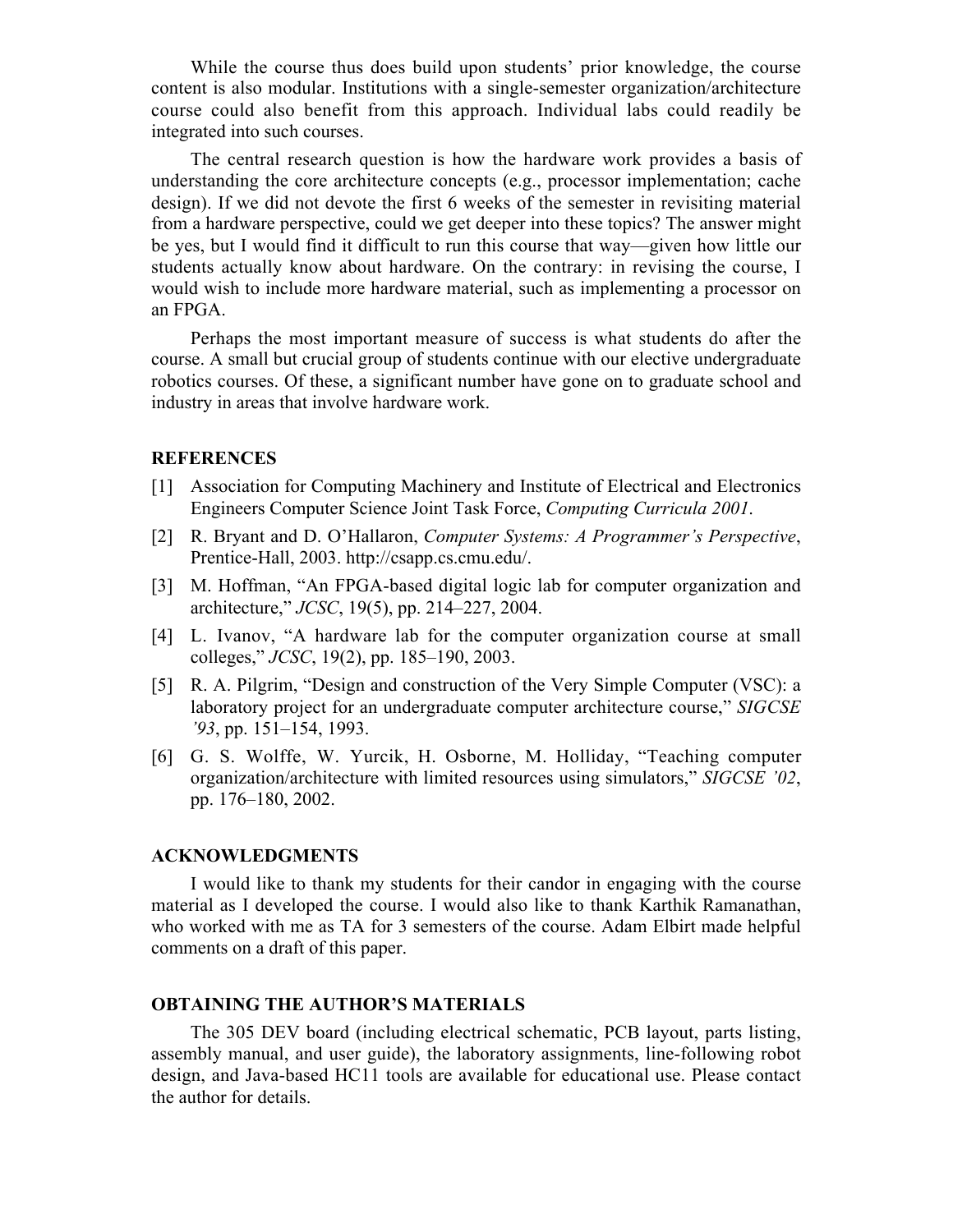While the course thus does build upon students' prior knowledge, the course content is also modular. Institutions with a single-semester organization/architecture course could also benefit from this approach. Individual labs could readily be integrated into such courses.

The central research question is how the hardware work provides a basis of understanding the core architecture concepts (e.g., processor implementation; cache design). If we did not devote the first 6 weeks of the semester in revisiting material from a hardware perspective, could we get deeper into these topics? The answer might be yes, but I would find it difficult to run this course that way—given how little our students actually know about hardware. On the contrary: in revising the course, I would wish to include more hardware material, such as implementing a processor on an FPGA.

Perhaps the most important measure of success is what students do after the course. A small but crucial group of students continue with our elective undergraduate robotics courses. Of these, a significant number have gone on to graduate school and industry in areas that involve hardware work.

## REFERENCES

[1] Association for Computing Machinery and Institute of Electrical and Electronics Engineers Computer Science Joint Task Force, *Computing Curricula 2001*.

[2] R. Bryant and D. O'Hallaron, *Computer Systems: A Programmer's Perspective*, Prentice-Hall, 2003. http://csapp.cs.cmu.edu/.

[3] M. Hoffman, "An FPGA-based digital logic lab for computer organization and architecture," *JCSC*, 19(5), pp. 214–227, 2004.

[4] L. Ivanov, "A hardware lab for the computer organization course at small colleges," *JCSC*, 19(2), pp. 185–190, 2003.

[5] R. A. Pilgrim, "Design and construction of the Very Simple Computer (VSC): a laboratory project for an undergraduate computer architecture course," *SIGCSE '93*, pp. 151–154, 1993.

[6] G. S. Wolffe, W. Yurcik, H. Osborne, M. Holliday, "Teaching computer organization/architecture with limited resources using simulators," *SIGCSE '02*, pp. 176–180, 2002.

## ACKNOWLEDGMENTS

I would like to thank my students for their candor in engaging with the course material as I developed the course. I would also like to thank Karthik Ramanathan, who worked with me as TA for 3 semesters of the course. Adam Elbirt made helpful comments on a draft of this paper.

## OBTAINING THE AUTHOR'S MATERIALS

The 305 DEV board (including electrical schematic, PCB layout, parts listing, assembly manual, and user guide), the laboratory assignments, line-following robot design, and Java-based HC11 tools are available for educational use. Please contact the author for details.